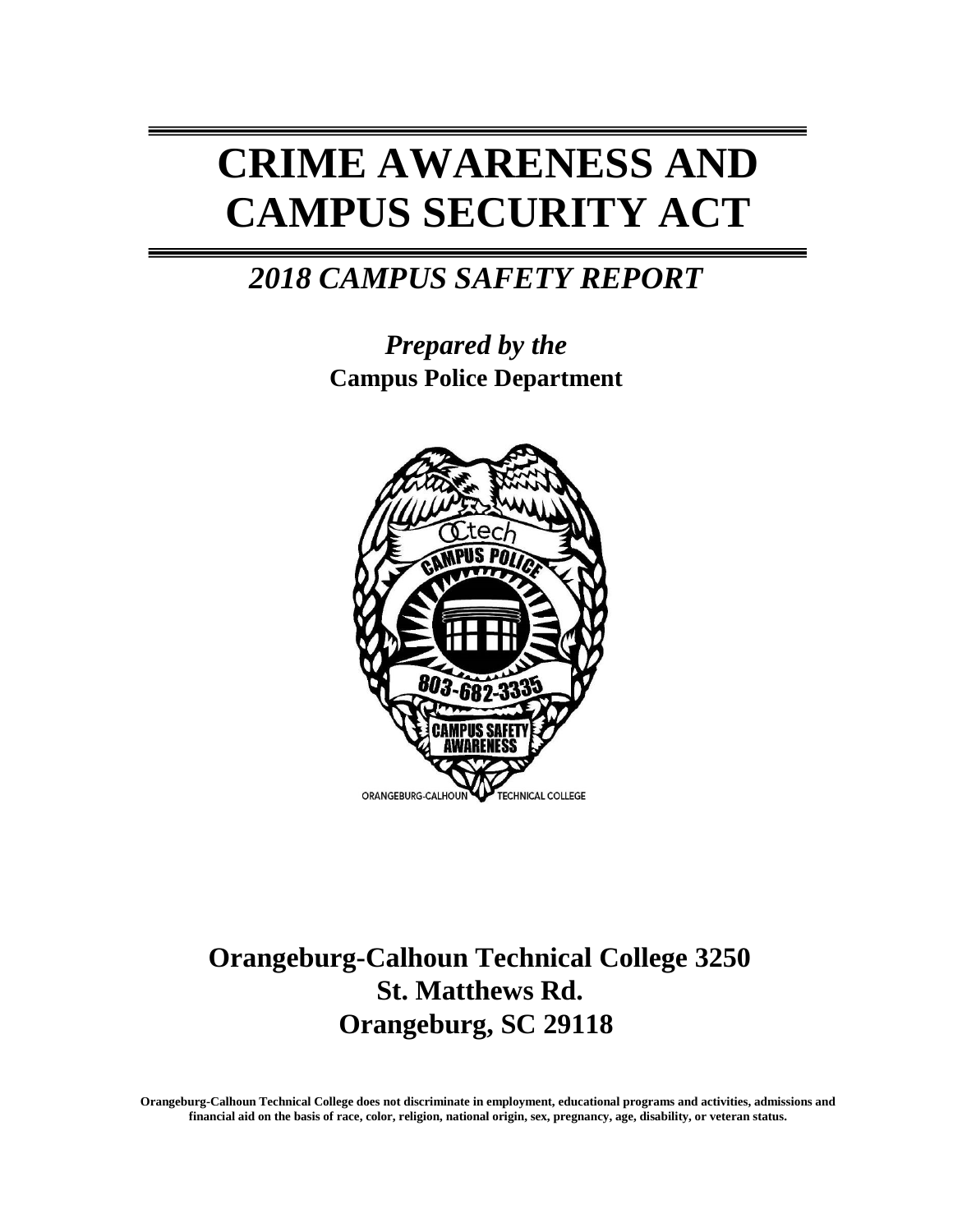# CRIME AWARENESS AND CAMPUS SECURITY ACT

## *2018 CAMPUS SAFETY REPORT*

*Prepared by the*
**Campus Police Department**

**Orangeburg-Calhoun Technical College 3250 St. Matthews Rd. Orangeburg, SC 29118**

**Orangeburg-Calhoun Technical College does not discriminate in employment, educational programs and activities, admissions and financial aid on the basis of race, color, religion, national origin, sex, pregnancy, age, disability, or veteran status.**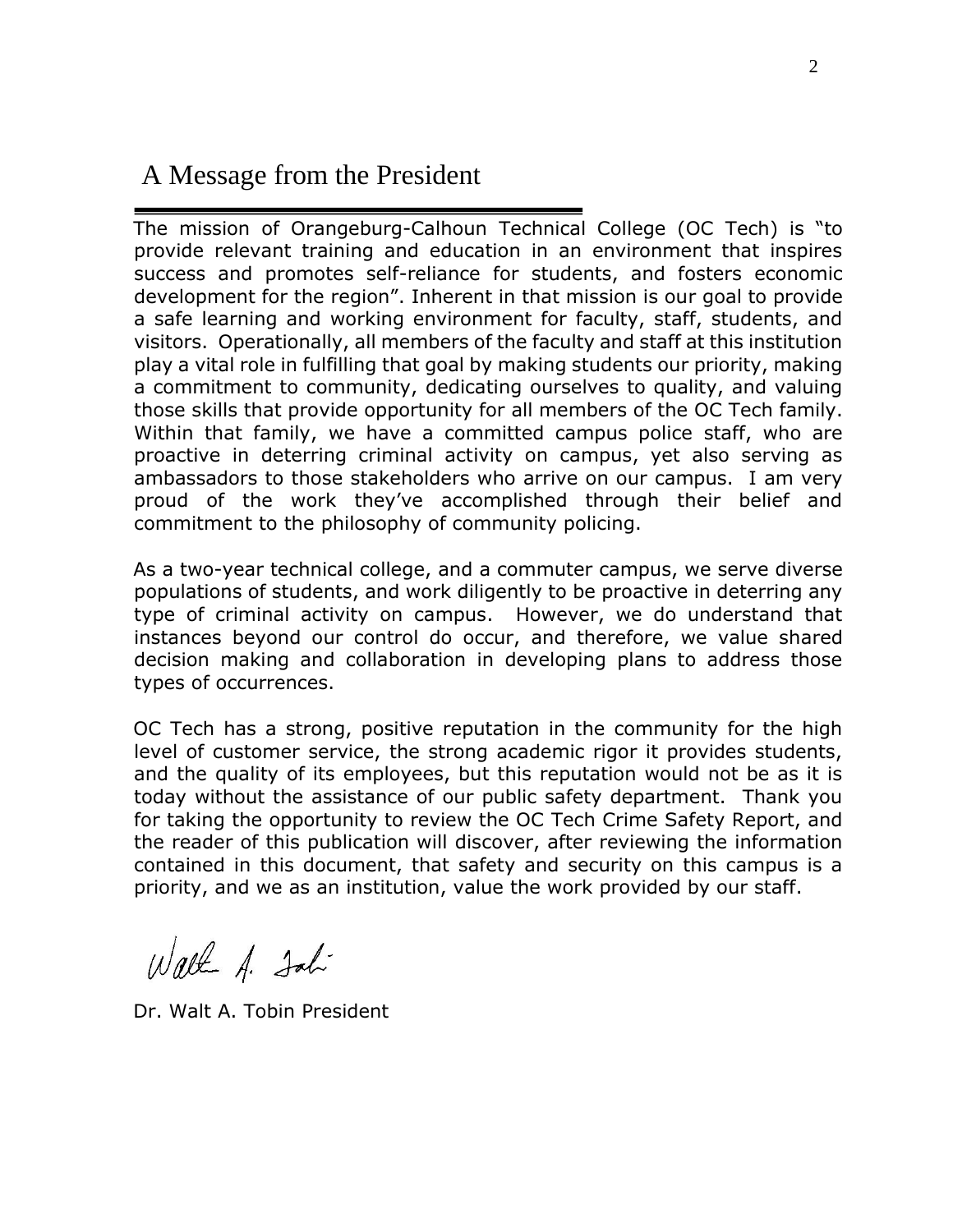# A Message from the President

The mission of Orangeburg-Calhoun Technical College (OC Tech) is "to provide relevant training and education in an environment that inspires success and promotes self-reliance for students, and fosters economic development for the region". Inherent in that mission is our goal to provide a safe learning and working environment for faculty, staff, students, and visitors. Operationally, all members of the faculty and staff at this institution play a vital role in fulfilling that goal by making students our priority, making a commitment to community, dedicating ourselves to quality, and valuing those skills that provide opportunity for all members of the OC Tech family. Within that family, we have a committed campus police staff, who are proactive in deterring criminal activity on campus, yet also serving as ambassadors to those stakeholders who arrive on our campus. I am very proud of the work they've accomplished through their belief and commitment to the philosophy of community policing.

As a two-year technical college, and a commuter campus, we serve diverse populations of students, and work diligently to be proactive in deterring any type of criminal activity on campus. However, we do understand that instances beyond our control do occur, and therefore, we value shared decision making and collaboration in developing plans to address those types of occurrences.

OC Tech has a strong, positive reputation in the community for the high level of customer service, the strong academic rigor it provides students, and the quality of its employees, but this reputation would not be as it is today without the assistance of our public safety department. Thank you for taking the opportunity to review the OC Tech Crime Safety Report, and the reader of this publication will discover, after reviewing the information contained in this document, that safety and security on this campus is a priority, and we as an institution, value the work provided by our staff.

Dr. Walt A. Tobin President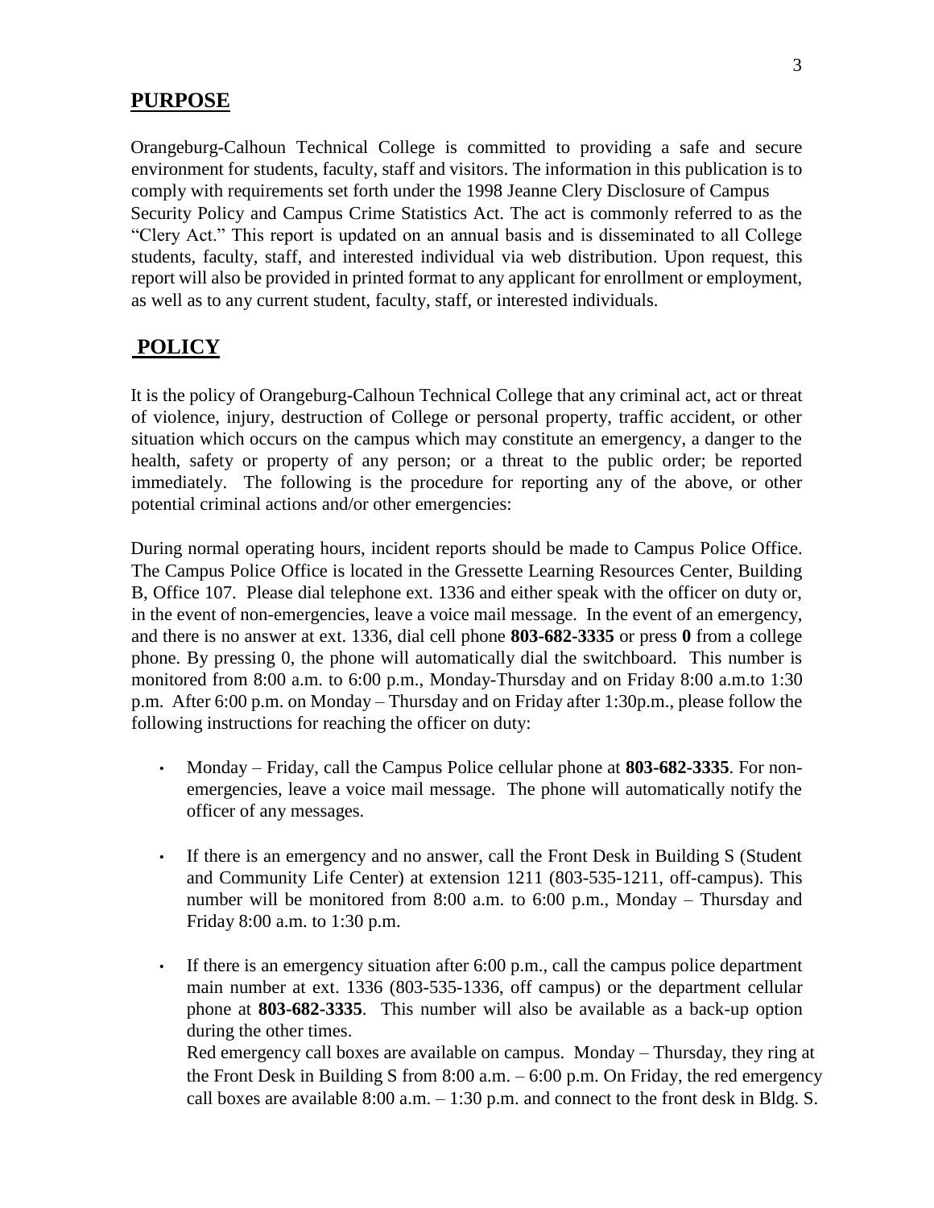## PURPOSE

Orangeburg-Calhoun Technical College is committed to providing a safe and secure environment for students, faculty, staff and visitors. The information in this publication is to comply with requirements set forth under the 1998 Jeanne Clery Disclosure of Campus Security Policy and Campus Crime Statistics Act. The act is commonly referred to as the "Clery Act." This report is updated on an annual basis and is disseminated to all College students, faculty, staff, and interested individual via web distribution. Upon request, this report will also be provided in printed format to any applicant for enrollment or employment, as well as to any current student, faculty, staff, or interested individuals.

## POLICY

It is the policy of Orangeburg-Calhoun Technical College that any criminal act, act or threat of violence, injury, destruction of College or personal property, traffic accident, or other situation which occurs on the campus which may constitute an emergency, a danger to the health, safety or property of any person; or a threat to the public order; be reported immediately. The following is the procedure for reporting any of the above, or other potential criminal actions and/or other emergencies:

During normal operating hours, incident reports should be made to Campus Police Office. The Campus Police Office is located in the Gressette Learning Resources Center, Building B, Office 107. Please dial telephone ext. 1336 and either speak with the officer on duty or, in the event of non-emergencies, leave a voice mail message. In the event of an emergency, and there is no answer at ext. 1336, dial cell phone **803-682-3335** or press **0** from a college phone. By pressing 0, the phone will automatically dial the switchboard. This number is monitored from 8:00 a.m. to 6:00 p.m., Monday-Thursday and on Friday 8:00 a.m.to 1:30 p.m. After 6:00 p.m. on Monday – Thursday and on Friday after 1:30p.m., please follow the following instructions for reaching the officer on duty:

- Monday – Friday, call the Campus Police cellular phone at **803-682-3335**. For non-emergencies, leave a voice mail message. The phone will automatically notify the officer of any messages.
- If there is an emergency and no answer, call the Front Desk in Building S (Student and Community Life Center) at extension 1211 (803-535-1211, off-campus). This number will be monitored from 8:00 a.m. to 6:00 p.m., Monday – Thursday and Friday 8:00 a.m. to 1:30 p.m.
- If there is an emergency situation after 6:00 p.m., call the campus police department main number at ext. 1336 (803-535-1336, off campus) or the department cellular phone at **803-682-3335**. This number will also be available as a back-up option during the other times.

  Red emergency call boxes are available on campus. Monday – Thursday, they ring at the Front Desk in Building S from 8:00 a.m. – 6:00 p.m. On Friday, the red emergency call boxes are available 8:00 a.m. – 1:30 p.m. and connect to the front desk in Bldg. S.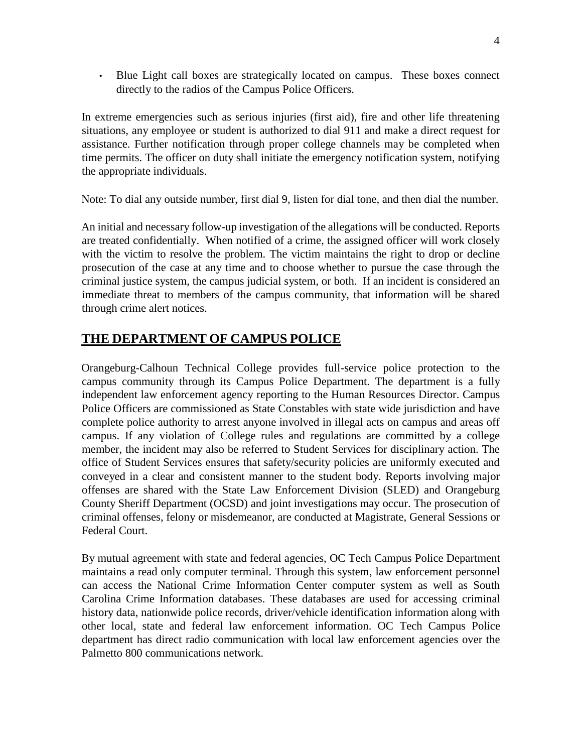- Blue Light call boxes are strategically located on campus. These boxes connect directly to the radios of the Campus Police Officers.

In extreme emergencies such as serious injuries (first aid), fire and other life threatening situations, any employee or student is authorized to dial 911 and make a direct request for assistance. Further notification through proper college channels may be completed when time permits. The officer on duty shall initiate the emergency notification system, notifying the appropriate individuals.

Note: To dial any outside number, first dial 9, listen for dial tone, and then dial the number.

An initial and necessary follow-up investigation of the allegations will be conducted. Reports are treated confidentially. When notified of a crime, the assigned officer will work closely with the victim to resolve the problem. The victim maintains the right to drop or decline prosecution of the case at any time and to choose whether to pursue the case through the criminal justice system, the campus judicial system, or both. If an incident is considered an immediate threat to members of the campus community, that information will be shared through crime alert notices.

## THE DEPARTMENT OF CAMPUS POLICE

Orangeburg-Calhoun Technical College provides full-service police protection to the campus community through its Campus Police Department. The department is a fully independent law enforcement agency reporting to the Human Resources Director. Campus Police Officers are commissioned as State Constables with state wide jurisdiction and have complete police authority to arrest anyone involved in illegal acts on campus and areas off campus. If any violation of College rules and regulations are committed by a college member, the incident may also be referred to Student Services for disciplinary action. The office of Student Services ensures that safety/security policies are uniformly executed and conveyed in a clear and consistent manner to the student body. Reports involving major offenses are shared with the State Law Enforcement Division (SLED) and Orangeburg County Sheriff Department (OCSD) and joint investigations may occur. The prosecution of criminal offenses, felony or misdemeanor, are conducted at Magistrate, General Sessions or Federal Court.

By mutual agreement with state and federal agencies, OC Tech Campus Police Department maintains a read only computer terminal. Through this system, law enforcement personnel can access the National Crime Information Center computer system as well as South Carolina Crime Information databases. These databases are used for accessing criminal history data, nationwide police records, driver/vehicle identification information along with other local, state and federal law enforcement information. OC Tech Campus Police department has direct radio communication with local law enforcement agencies over the Palmetto 800 communications network.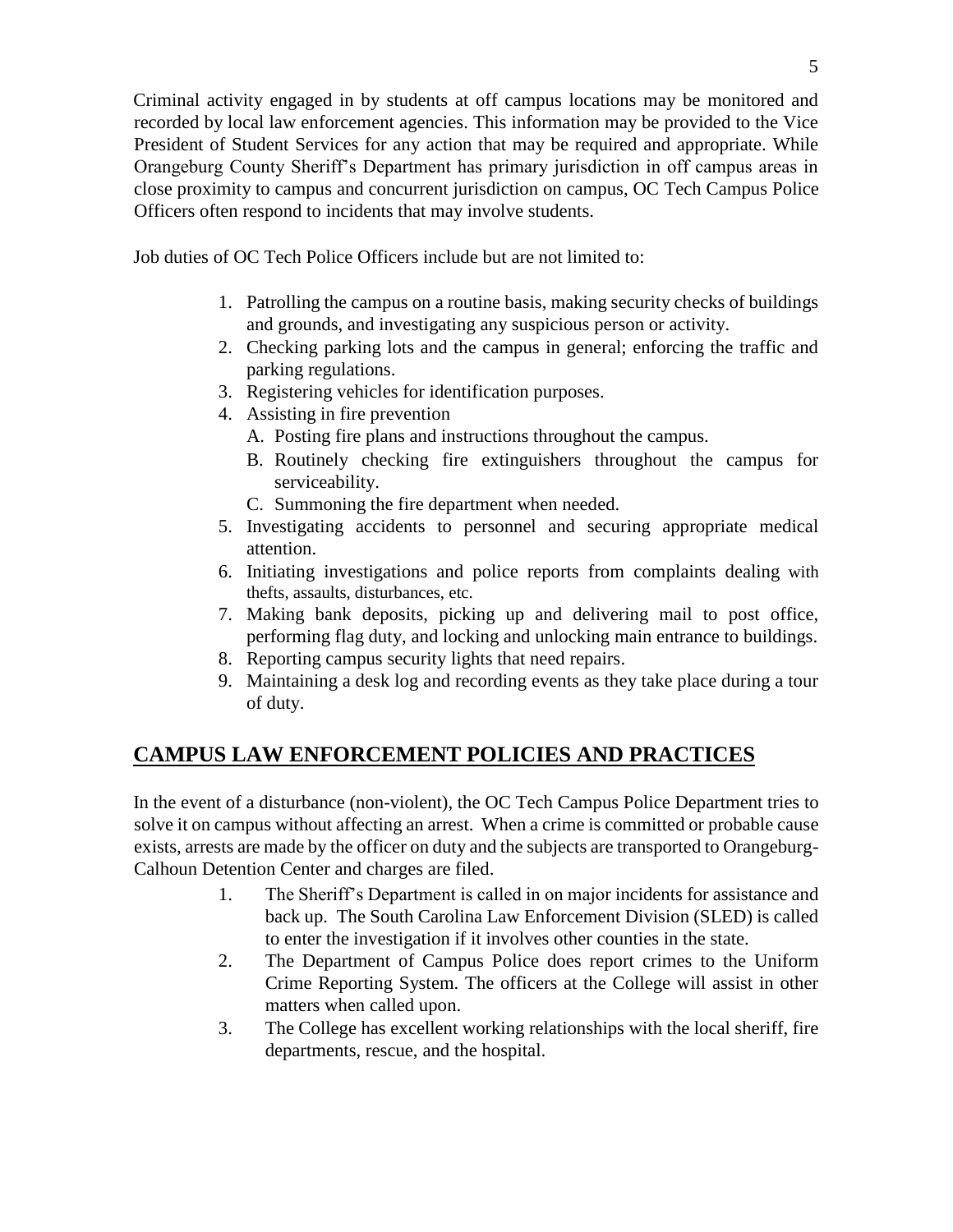Criminal activity engaged in by students at off campus locations may be monitored and recorded by local law enforcement agencies. This information may be provided to the Vice President of Student Services for any action that may be required and appropriate. While Orangeburg County Sheriff's Department has primary jurisdiction in off campus areas in close proximity to campus and concurrent jurisdiction on campus, OC Tech Campus Police Officers often respond to incidents that may involve students.

Job duties of OC Tech Police Officers include but are not limited to:

1. Patrolling the campus on a routine basis, making security checks of buildings and grounds, and investigating any suspicious person or activity.
2. Checking parking lots and the campus in general; enforcing the traffic and parking regulations.
3. Registering vehicles for identification purposes.
4. Assisting in fire prevention
   A. Posting fire plans and instructions throughout the campus.
   B. Routinely checking fire extinguishers throughout the campus for serviceability.
   C. Summoning the fire department when needed.
5. Investigating accidents to personnel and securing appropriate medical attention.
6. Initiating investigations and police reports from complaints dealing with thefts, assaults, disturbances, etc.
7. Making bank deposits, picking up and delivering mail to post office, performing flag duty, and locking and unlocking main entrance to buildings.
8. Reporting campus security lights that need repairs.
9. Maintaining a desk log and recording events as they take place during a tour of duty.

## CAMPUS LAW ENFORCEMENT POLICIES AND PRACTICES

In the event of a disturbance (non-violent), the OC Tech Campus Police Department tries to solve it on campus without affecting an arrest. When a crime is committed or probable cause exists, arrests are made by the officer on duty and the subjects are transported to Orangeburg-Calhoun Detention Center and charges are filed.

1. The Sheriff's Department is called in on major incidents for assistance and back up. The South Carolina Law Enforcement Division (SLED) is called to enter the investigation if it involves other counties in the state.
2. The Department of Campus Police does report crimes to the Uniform Crime Reporting System. The officers at the College will assist in other matters when called upon.
3. The College has excellent working relationships with the local sheriff, fire departments, rescue, and the hospital.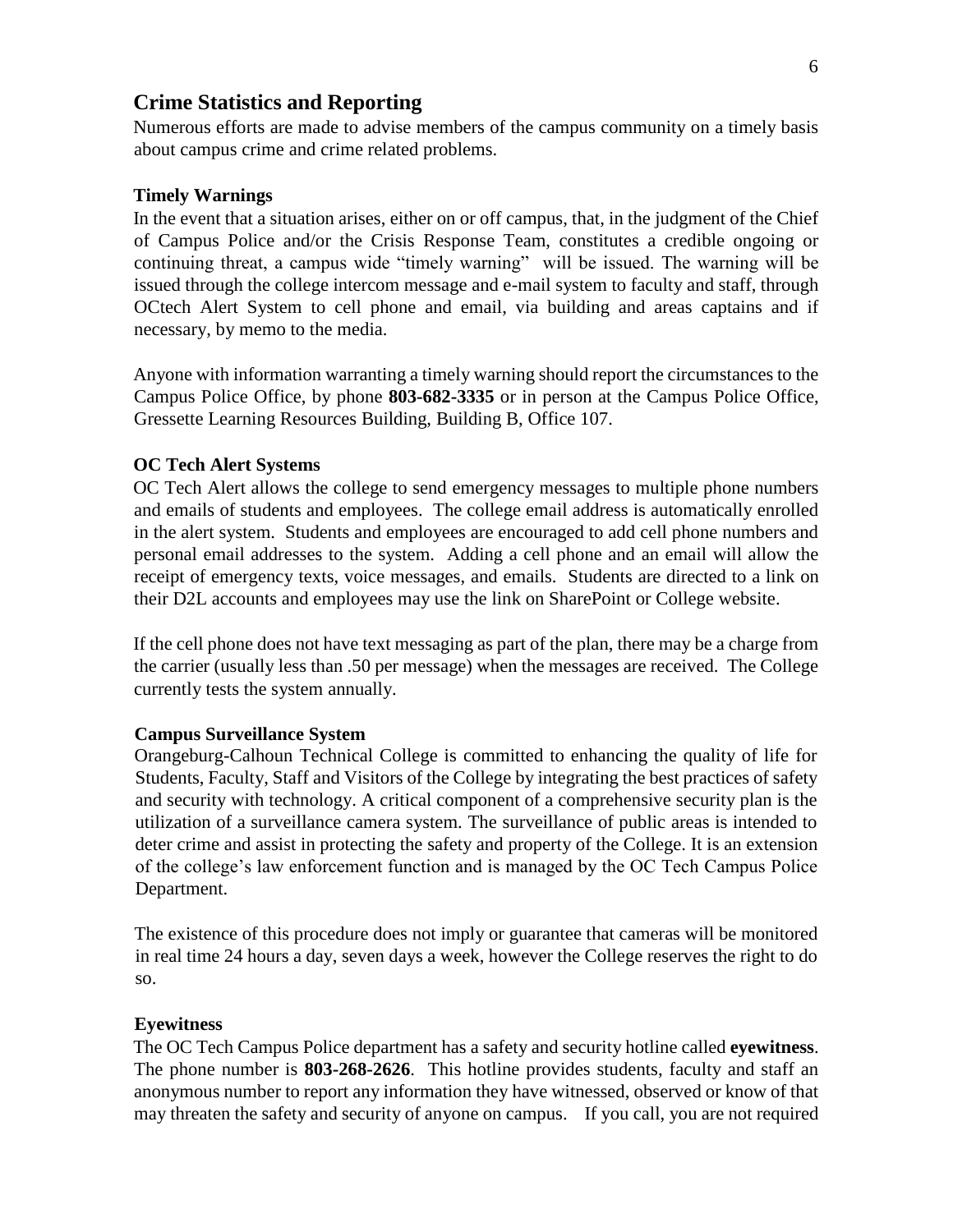## Crime Statistics and Reporting

Numerous efforts are made to advise members of the campus community on a timely basis about campus crime and crime related problems.

### Timely Warnings

In the event that a situation arises, either on or off campus, that, in the judgment of the Chief of Campus Police and/or the Crisis Response Team, constitutes a credible ongoing or continuing threat, a campus wide "timely warning" will be issued. The warning will be issued through the college intercom message and e-mail system to faculty and staff, through OCtech Alert System to cell phone and email, via building and areas captains and if necessary, by memo to the media.

Anyone with information warranting a timely warning should report the circumstances to the Campus Police Office, by phone **803-682-3335** or in person at the Campus Police Office, Gressette Learning Resources Building, Building B, Office 107.

### OC Tech Alert Systems

OC Tech Alert allows the college to send emergency messages to multiple phone numbers and emails of students and employees. The college email address is automatically enrolled in the alert system. Students and employees are encouraged to add cell phone numbers and personal email addresses to the system. Adding a cell phone and an email will allow the receipt of emergency texts, voice messages, and emails. Students are directed to a link on their D2L accounts and employees may use the link on SharePoint or College website.

If the cell phone does not have text messaging as part of the plan, there may be a charge from the carrier (usually less than .50 per message) when the messages are received. The College currently tests the system annually.

### Campus Surveillance System

Orangeburg-Calhoun Technical College is committed to enhancing the quality of life for Students, Faculty, Staff and Visitors of the College by integrating the best practices of safety and security with technology. A critical component of a comprehensive security plan is the utilization of a surveillance camera system. The surveillance of public areas is intended to deter crime and assist in protecting the safety and property of the College. It is an extension of the college's law enforcement function and is managed by the OC Tech Campus Police Department.

The existence of this procedure does not imply or guarantee that cameras will be monitored in real time 24 hours a day, seven days a week, however the College reserves the right to do so.

### Eyewitness

The OC Tech Campus Police department has a safety and security hotline called **eyewitness**. The phone number is **803-268-2626**. This hotline provides students, faculty and staff an anonymous number to report any information they have witnessed, observed or know of that may threaten the safety and security of anyone on campus. If you call, you are not required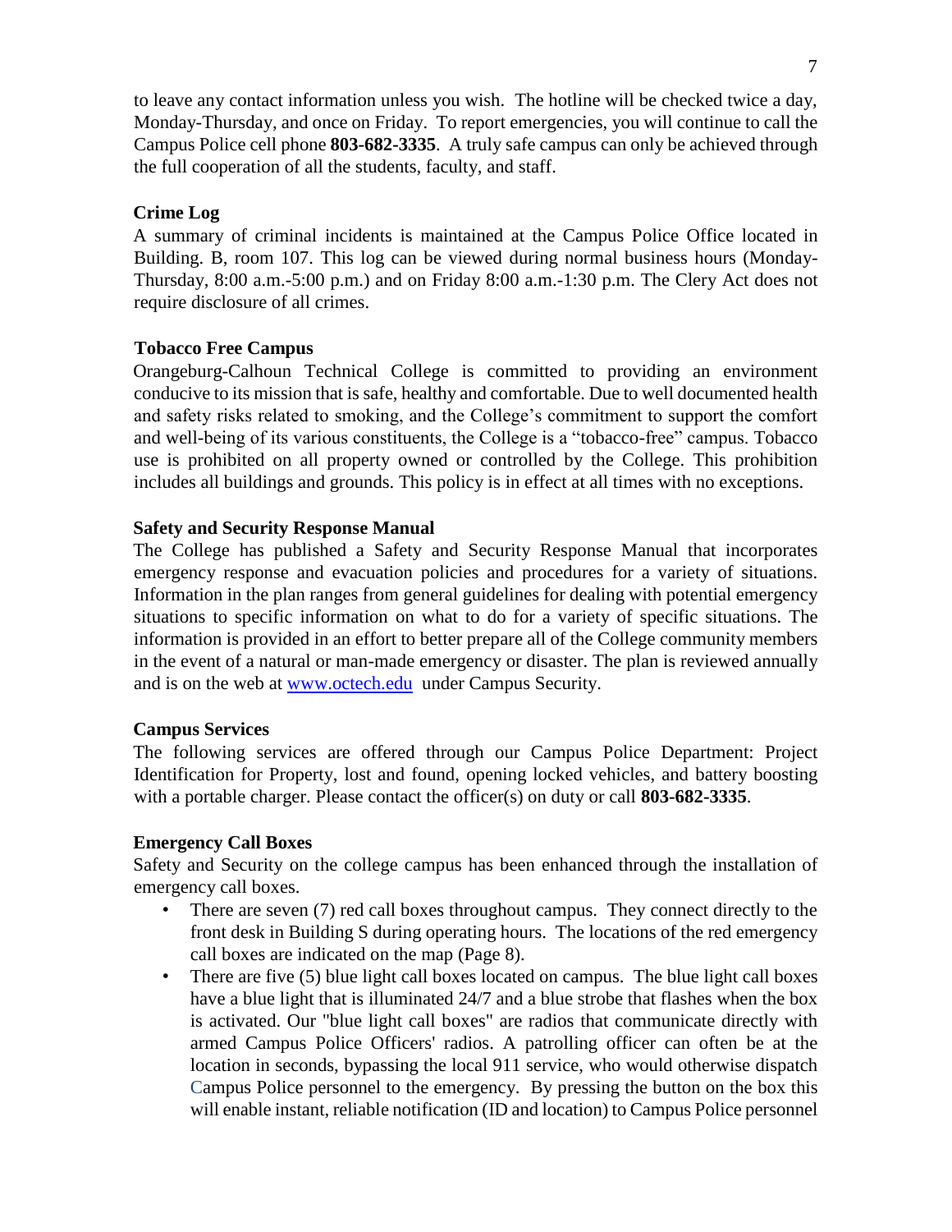to leave any contact information unless you wish. The hotline will be checked twice a day, Monday-Thursday, and once on Friday. To report emergencies, you will continue to call the Campus Police cell phone **803-682-3335**. A truly safe campus can only be achieved through the full cooperation of all the students, faculty, and staff.

**Crime Log**

A summary of criminal incidents is maintained at the Campus Police Office located in Building. B, room 107. This log can be viewed during normal business hours (Monday-Thursday, 8:00 a.m.-5:00 p.m.) and on Friday 8:00 a.m.-1:30 p.m. The Clery Act does not require disclosure of all crimes.

**Tobacco Free Campus**

Orangeburg-Calhoun Technical College is committed to providing an environment conducive to its mission that is safe, healthy and comfortable. Due to well documented health and safety risks related to smoking, and the College's commitment to support the comfort and well-being of its various constituents, the College is a "tobacco-free" campus. Tobacco use is prohibited on all property owned or controlled by the College. This prohibition includes all buildings and grounds. This policy is in effect at all times with no exceptions.

**Safety and Security Response Manual**

The College has published a Safety and Security Response Manual that incorporates emergency response and evacuation policies and procedures for a variety of situations. Information in the plan ranges from general guidelines for dealing with potential emergency situations to specific information on what to do for a variety of specific situations. The information is provided in an effort to better prepare all of the College community members in the event of a natural or man-made emergency or disaster. The plan is reviewed annually and is on the web at [www.octech.edu](http://www.octech.edu) under Campus Security.

**Campus Services**

The following services are offered through our Campus Police Department: Project Identification for Property, lost and found, opening locked vehicles, and battery boosting with a portable charger. Please contact the officer(s) on duty or call **803-682-3335**.

**Emergency Call Boxes**

Safety and Security on the college campus has been enhanced through the installation of emergency call boxes.

- There are seven (7) red call boxes throughout campus. They connect directly to the front desk in Building S during operating hours. The locations of the red emergency call boxes are indicated on the map (Page 8).
- There are five (5) blue light call boxes located on campus. The blue light call boxes have a blue light that is illuminated 24/7 and a blue strobe that flashes when the box is activated. Our "blue light call boxes" are radios that communicate directly with armed Campus Police Officers' radios. A patrolling officer can often be at the location in seconds, bypassing the local 911 service, who would otherwise dispatch Campus Police personnel to the emergency. By pressing the button on the box this will enable instant, reliable notification (ID and location) to Campus Police personnel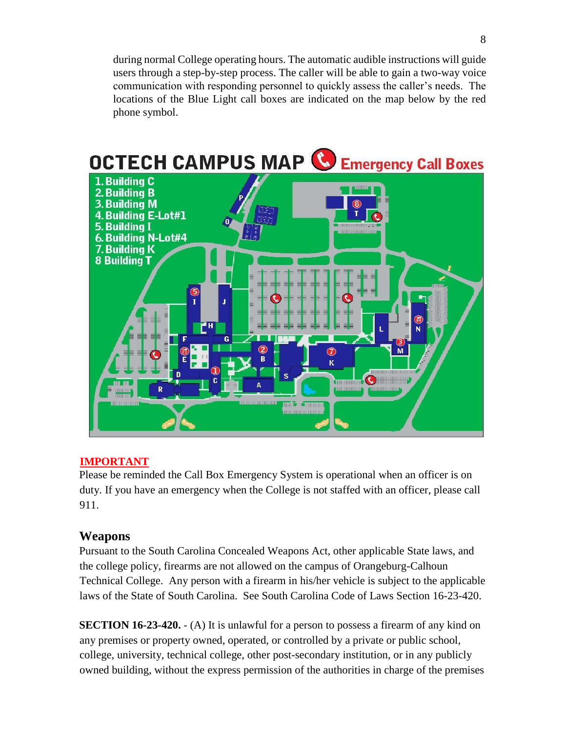during normal College operating hours. The automatic audible instructions will guide users through a step-by-step process. The caller will be able to gain a two-way voice communication with responding personnel to quickly assess the caller's needs. The locations of the Blue Light call boxes are indicated on the map below by the red phone symbol.

**OCTECH CAMPUS MAP** Emergency Call Boxes

1. Building C
2. Building B
3. Building M
4. Building E-Lot#1
5. Building I
6. Building N-Lot#4
7. Building K
8. Building T

**IMPORTANT**

Please be reminded the Call Box Emergency System is operational when an officer is on duty. If you have an emergency when the College is not staffed with an officer, please call 911.

## Weapons

Pursuant to the South Carolina Concealed Weapons Act, other applicable State laws, and the college policy, firearms are not allowed on the campus of Orangeburg-Calhoun Technical College. Any person with a firearm in his/her vehicle is subject to the applicable laws of the State of South Carolina. See South Carolina Code of Laws Section 16-23-420.

**SECTION 16-23-420.** - (A) It is unlawful for a person to possess a firearm of any kind on any premises or property owned, operated, or controlled by a private or public school, college, university, technical college, other post-secondary institution, or in any publicly owned building, without the express permission of the authorities in charge of the premises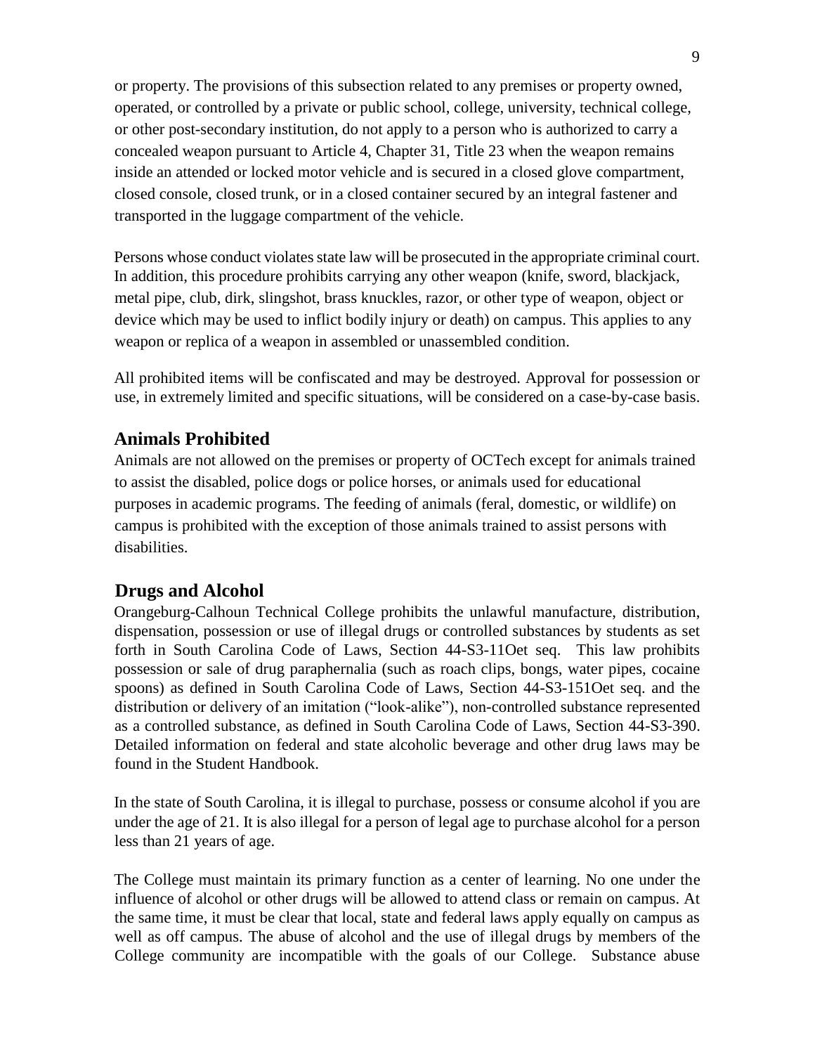or property. The provisions of this subsection related to any premises or property owned, operated, or controlled by a private or public school, college, university, technical college, or other post-secondary institution, do not apply to a person who is authorized to carry a concealed weapon pursuant to Article 4, Chapter 31, Title 23 when the weapon remains inside an attended or locked motor vehicle and is secured in a closed glove compartment, closed console, closed trunk, or in a closed container secured by an integral fastener and transported in the luggage compartment of the vehicle.

Persons whose conduct violates state law will be prosecuted in the appropriate criminal court. In addition, this procedure prohibits carrying any other weapon (knife, sword, blackjack, metal pipe, club, dirk, slingshot, brass knuckles, razor, or other type of weapon, object or device which may be used to inflict bodily injury or death) on campus. This applies to any weapon or replica of a weapon in assembled or unassembled condition.

All prohibited items will be confiscated and may be destroyed. Approval for possession or use, in extremely limited and specific situations, will be considered on a case-by-case basis.

## Animals Prohibited

Animals are not allowed on the premises or property of OCTech except for animals trained to assist the disabled, police dogs or police horses, or animals used for educational purposes in academic programs. The feeding of animals (feral, domestic, or wildlife) on campus is prohibited with the exception of those animals trained to assist persons with disabilities.

## Drugs and Alcohol

Orangeburg-Calhoun Technical College prohibits the unlawful manufacture, distribution, dispensation, possession or use of illegal drugs or controlled substances by students as set forth in South Carolina Code of Laws, Section 44-S3-11Oet seq. This law prohibits possession or sale of drug paraphernalia (such as roach clips, bongs, water pipes, cocaine spoons) as defined in South Carolina Code of Laws, Section 44-S3-151Oet seq. and the distribution or delivery of an imitation ("look-alike"), non-controlled substance represented as a controlled substance, as defined in South Carolina Code of Laws, Section 44-S3-390. Detailed information on federal and state alcoholic beverage and other drug laws may be found in the Student Handbook.

In the state of South Carolina, it is illegal to purchase, possess or consume alcohol if you are under the age of 21. It is also illegal for a person of legal age to purchase alcohol for a person less than 21 years of age.

The College must maintain its primary function as a center of learning. No one under the influence of alcohol or other drugs will be allowed to attend class or remain on campus. At the same time, it must be clear that local, state and federal laws apply equally on campus as well as off campus. The abuse of alcohol and the use of illegal drugs by members of the College community are incompatible with the goals of our College. Substance abuse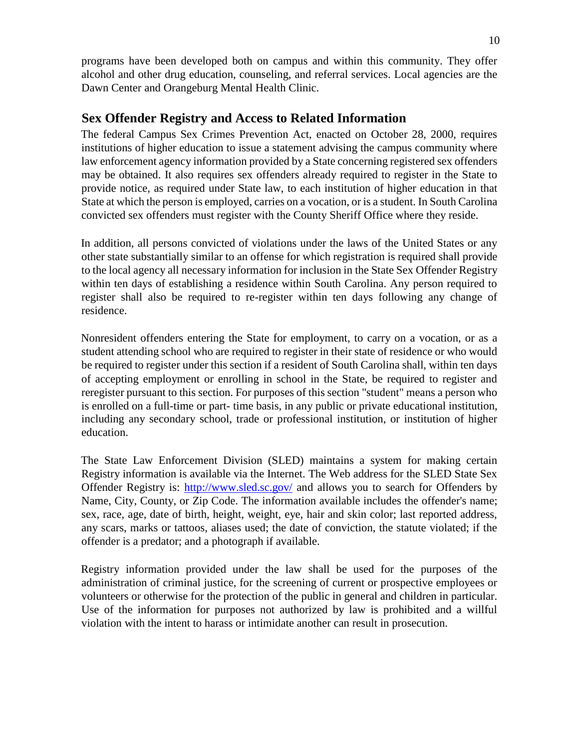programs have been developed both on campus and within this community. They offer alcohol and other drug education, counseling, and referral services. Local agencies are the Dawn Center and Orangeburg Mental Health Clinic.

## Sex Offender Registry and Access to Related Information

The federal Campus Sex Crimes Prevention Act, enacted on October 28, 2000, requires institutions of higher education to issue a statement advising the campus community where law enforcement agency information provided by a State concerning registered sex offenders may be obtained. It also requires sex offenders already required to register in the State to provide notice, as required under State law, to each institution of higher education in that State at which the person is employed, carries on a vocation, or is a student. In South Carolina convicted sex offenders must register with the County Sheriff Office where they reside.

In addition, all persons convicted of violations under the laws of the United States or any other state substantially similar to an offense for which registration is required shall provide to the local agency all necessary information for inclusion in the State Sex Offender Registry within ten days of establishing a residence within South Carolina. Any person required to register shall also be required to re-register within ten days following any change of residence.

Nonresident offenders entering the State for employment, to carry on a vocation, or as a student attending school who are required to register in their state of residence or who would be required to register under this section if a resident of South Carolina shall, within ten days of accepting employment or enrolling in school in the State, be required to register and reregister pursuant to this section. For purposes of this section "student" means a person who is enrolled on a full-time or part- time basis, in any public or private educational institution, including any secondary school, trade or professional institution, or institution of higher education.

The State Law Enforcement Division (SLED) maintains a system for making certain Registry information is available via the Internet. The Web address for the SLED State Sex Offender Registry is: [http://www.sled.sc.gov/](http://www.sled.sc.gov/) and allows you to search for Offenders by Name, City, County, or Zip Code. The information available includes the offender's name; sex, race, age, date of birth, height, weight, eye, hair and skin color; last reported address, any scars, marks or tattoos, aliases used; the date of conviction, the statute violated; if the offender is a predator; and a photograph if available.

Registry information provided under the law shall be used for the purposes of the administration of criminal justice, for the screening of current or prospective employees or volunteers or otherwise for the protection of the public in general and children in particular. Use of the information for purposes not authorized by law is prohibited and a willful violation with the intent to harass or intimidate another can result in prosecution.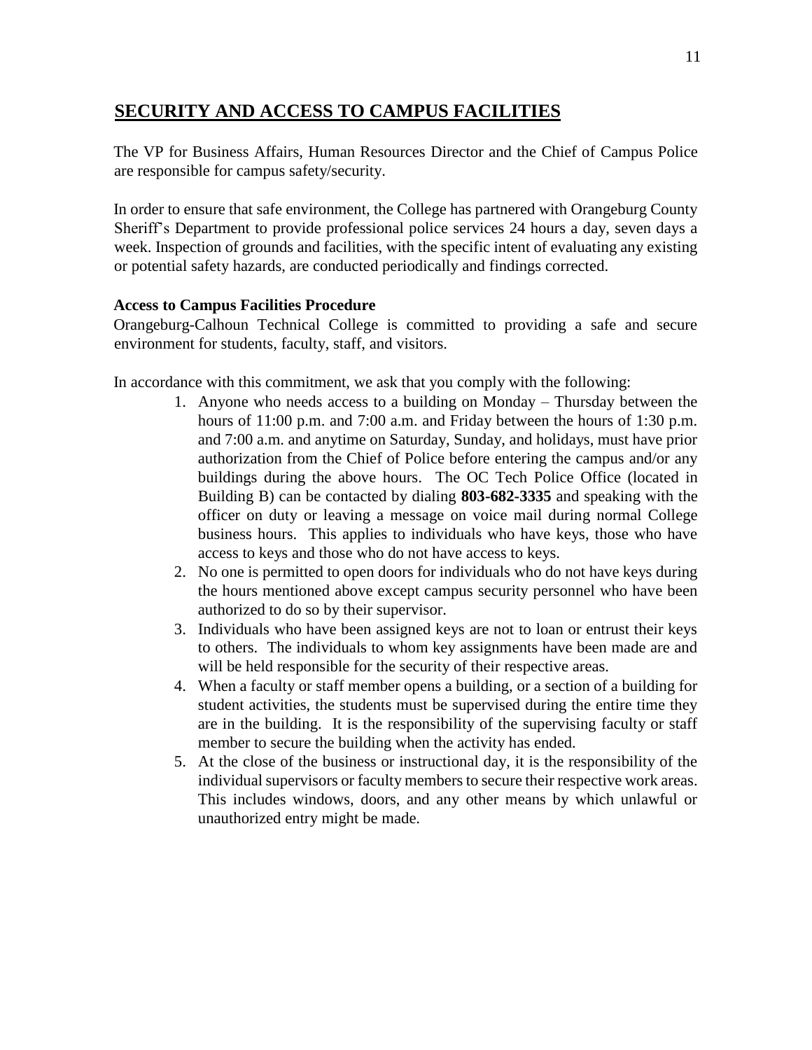## SECURITY AND ACCESS TO CAMPUS FACILITIES

The VP for Business Affairs, Human Resources Director and the Chief of Campus Police are responsible for campus safety/security.

In order to ensure that safe environment, the College has partnered with Orangeburg County Sheriff's Department to provide professional police services 24 hours a day, seven days a week. Inspection of grounds and facilities, with the specific intent of evaluating any existing or potential safety hazards, are conducted periodically and findings corrected.

### Access to Campus Facilities Procedure

Orangeburg-Calhoun Technical College is committed to providing a safe and secure environment for students, faculty, staff, and visitors.

In accordance with this commitment, we ask that you comply with the following:

1. Anyone who needs access to a building on Monday – Thursday between the hours of 11:00 p.m. and 7:00 a.m. and Friday between the hours of 1:30 p.m. and 7:00 a.m. and anytime on Saturday, Sunday, and holidays, must have prior authorization from the Chief of Police before entering the campus and/or any buildings during the above hours. The OC Tech Police Office (located in Building B) can be contacted by dialing **803-682-3335** and speaking with the officer on duty or leaving a message on voice mail during normal College business hours. This applies to individuals who have keys, those who have access to keys and those who do not have access to keys.
2. No one is permitted to open doors for individuals who do not have keys during the hours mentioned above except campus security personnel who have been authorized to do so by their supervisor.
3. Individuals who have been assigned keys are not to loan or entrust their keys to others. The individuals to whom key assignments have been made are and will be held responsible for the security of their respective areas.
4. When a faculty or staff member opens a building, or a section of a building for student activities, the students must be supervised during the entire time they are in the building. It is the responsibility of the supervising faculty or staff member to secure the building when the activity has ended.
5. At the close of the business or instructional day, it is the responsibility of the individual supervisors or faculty members to secure their respective work areas. This includes windows, doors, and any other means by which unlawful or unauthorized entry might be made.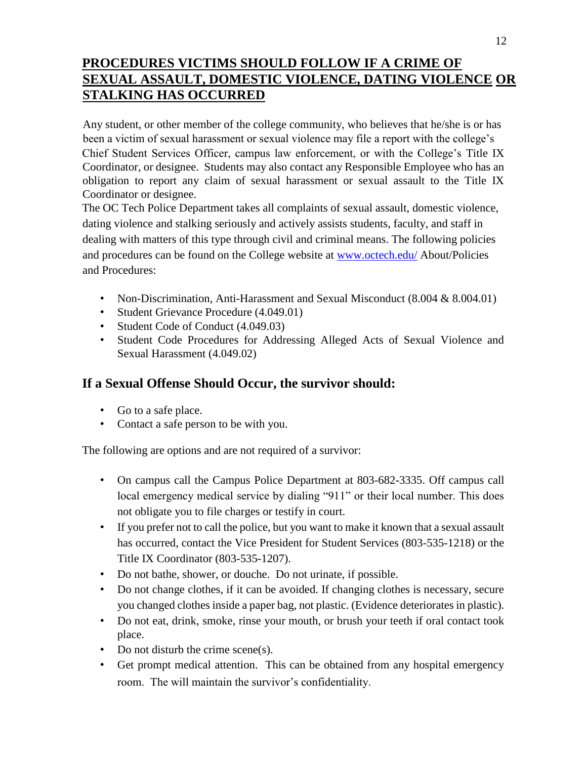## PROCEDURES VICTIMS SHOULD FOLLOW IF A CRIME OF SEXUAL ASSAULT, DOMESTIC VIOLENCE, DATING VIOLENCE OR STALKING HAS OCCURRED

Any student, or other member of the college community, who believes that he/she is or has been a victim of sexual harassment or sexual violence may file a report with the college's Chief Student Services Officer, campus law enforcement, or with the College's Title IX Coordinator, or designee. Students may also contact any Responsible Employee who has an obligation to report any claim of sexual harassment or sexual assault to the Title IX Coordinator or designee.

The OC Tech Police Department takes all complaints of sexual assault, domestic violence, dating violence and stalking seriously and actively assists students, faculty, and staff in dealing with matters of this type through civil and criminal means. The following policies and procedures can be found on the College website at www.octech.edu/ About/Policies and Procedures:

- Non-Discrimination, Anti-Harassment and Sexual Misconduct (8.004 & 8.004.01)
- Student Grievance Procedure (4.049.01)
- Student Code of Conduct (4.049.03)
- Student Code Procedures for Addressing Alleged Acts of Sexual Violence and Sexual Harassment (4.049.02)

### If a Sexual Offense Should Occur, the survivor should:

- Go to a safe place.
- Contact a safe person to be with you.

The following are options and are not required of a survivor:

- On campus call the Campus Police Department at 803-682-3335. Off campus call local emergency medical service by dialing "911" or their local number. This does not obligate you to file charges or testify in court.
- If you prefer not to call the police, but you want to make it known that a sexual assault has occurred, contact the Vice President for Student Services (803-535-1218) or the Title IX Coordinator (803-535-1207).
- Do not bathe, shower, or douche. Do not urinate, if possible.
- Do not change clothes, if it can be avoided. If changing clothes is necessary, secure you changed clothes inside a paper bag, not plastic. (Evidence deteriorates in plastic).
- Do not eat, drink, smoke, rinse your mouth, or brush your teeth if oral contact took place.
- Do not disturb the crime scene(s).
- Get prompt medical attention. This can be obtained from any hospital emergency room. The will maintain the survivor's confidentiality.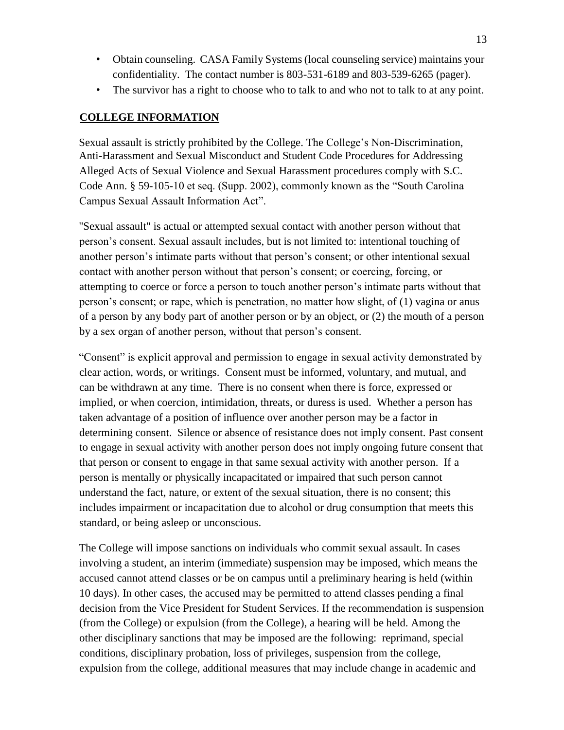- Obtain counseling. CASA Family Systems (local counseling service) maintains your confidentiality. The contact number is 803-531-6189 and 803-539-6265 (pager).
- The survivor has a right to choose who to talk to and who not to talk to at any point.

## COLLEGE INFORMATION

Sexual assault is strictly prohibited by the College. The College's Non-Discrimination, Anti-Harassment and Sexual Misconduct and Student Code Procedures for Addressing Alleged Acts of Sexual Violence and Sexual Harassment procedures comply with S.C. Code Ann. § 59-105-10 et seq. (Supp. 2002), commonly known as the "South Carolina Campus Sexual Assault Information Act".

"Sexual assault" is actual or attempted sexual contact with another person without that person's consent. Sexual assault includes, but is not limited to: intentional touching of another person's intimate parts without that person's consent; or other intentional sexual contact with another person without that person's consent; or coercing, forcing, or attempting to coerce or force a person to touch another person's intimate parts without that person's consent; or rape, which is penetration, no matter how slight, of (1) vagina or anus of a person by any body part of another person or by an object, or (2) the mouth of a person by a sex organ of another person, without that person's consent.

"Consent" is explicit approval and permission to engage in sexual activity demonstrated by clear action, words, or writings. Consent must be informed, voluntary, and mutual, and can be withdrawn at any time. There is no consent when there is force, expressed or implied, or when coercion, intimidation, threats, or duress is used. Whether a person has taken advantage of a position of influence over another person may be a factor in determining consent. Silence or absence of resistance does not imply consent. Past consent to engage in sexual activity with another person does not imply ongoing future consent that that person or consent to engage in that same sexual activity with another person. If a person is mentally or physically incapacitated or impaired that such person cannot understand the fact, nature, or extent of the sexual situation, there is no consent; this includes impairment or incapacitation due to alcohol or drug consumption that meets this standard, or being asleep or unconscious.

The College will impose sanctions on individuals who commit sexual assault. In cases involving a student, an interim (immediate) suspension may be imposed, which means the accused cannot attend classes or be on campus until a preliminary hearing is held (within 10 days). In other cases, the accused may be permitted to attend classes pending a final decision from the Vice President for Student Services. If the recommendation is suspension (from the College) or expulsion (from the College), a hearing will be held. Among the other disciplinary sanctions that may be imposed are the following: reprimand, special conditions, disciplinary probation, loss of privileges, suspension from the college, expulsion from the college, additional measures that may include change in academic and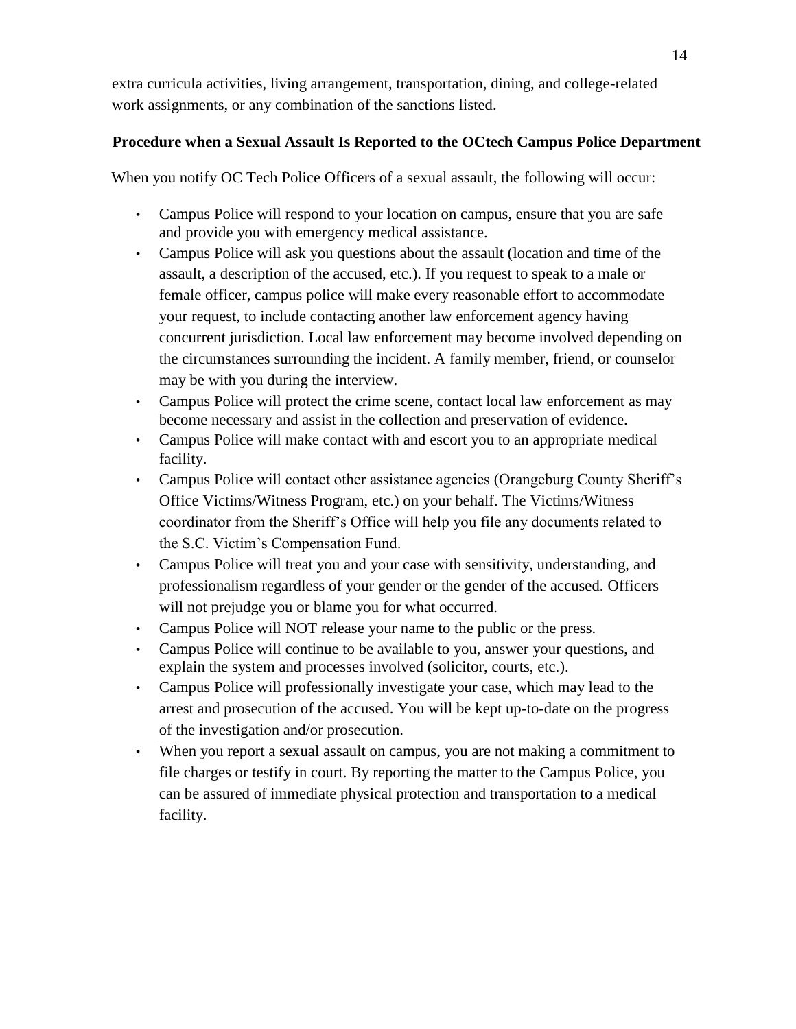extra curricula activities, living arrangement, transportation, dining, and college-related work assignments, or any combination of the sanctions listed.

## Procedure when a Sexual Assault Is Reported to the OCtech Campus Police Department

When you notify OC Tech Police Officers of a sexual assault, the following will occur:

- Campus Police will respond to your location on campus, ensure that you are safe and provide you with emergency medical assistance.
- Campus Police will ask you questions about the assault (location and time of the assault, a description of the accused, etc.). If you request to speak to a male or female officer, campus police will make every reasonable effort to accommodate your request, to include contacting another law enforcement agency having concurrent jurisdiction. Local law enforcement may become involved depending on the circumstances surrounding the incident. A family member, friend, or counselor may be with you during the interview.
- Campus Police will protect the crime scene, contact local law enforcement as may become necessary and assist in the collection and preservation of evidence.
- Campus Police will make contact with and escort you to an appropriate medical facility.
- Campus Police will contact other assistance agencies (Orangeburg County Sheriff's Office Victims/Witness Program, etc.) on your behalf. The Victims/Witness coordinator from the Sheriff's Office will help you file any documents related to the S.C. Victim's Compensation Fund.
- Campus Police will treat you and your case with sensitivity, understanding, and professionalism regardless of your gender or the gender of the accused. Officers will not prejudge you or blame you for what occurred.
- Campus Police will NOT release your name to the public or the press.
- Campus Police will continue to be available to you, answer your questions, and explain the system and processes involved (solicitor, courts, etc.).
- Campus Police will professionally investigate your case, which may lead to the arrest and prosecution of the accused. You will be kept up-to-date on the progress of the investigation and/or prosecution.
- When you report a sexual assault on campus, you are not making a commitment to file charges or testify in court. By reporting the matter to the Campus Police, you can be assured of immediate physical protection and transportation to a medical facility.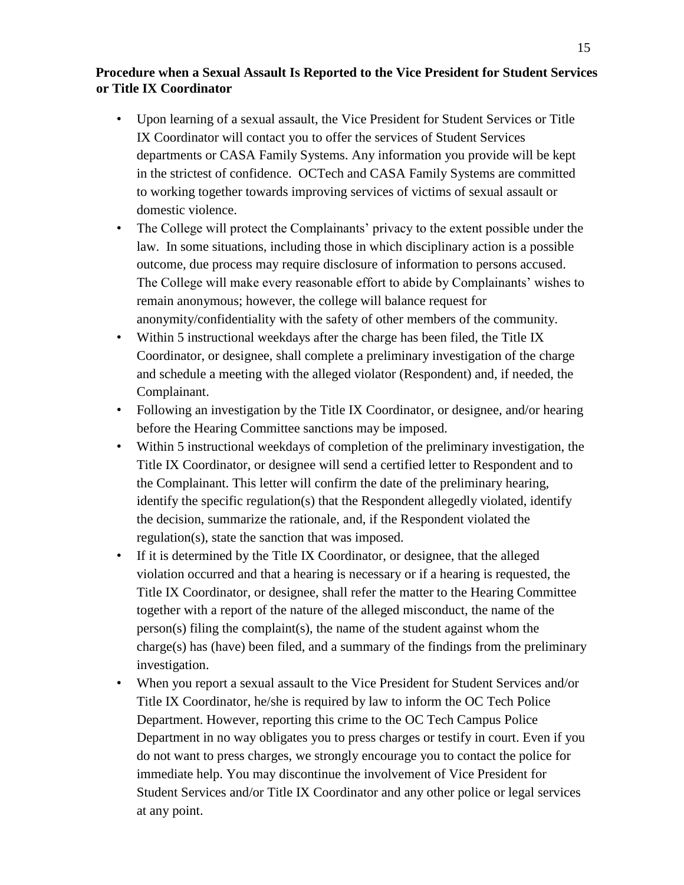**Procedure when a Sexual Assault Is Reported to the Vice President for Student Services or Title IX Coordinator**

- Upon learning of a sexual assault, the Vice President for Student Services or Title IX Coordinator will contact you to offer the services of Student Services departments or CASA Family Systems. Any information you provide will be kept in the strictest of confidence. OCTech and CASA Family Systems are committed to working together towards improving services of victims of sexual assault or domestic violence.
- The College will protect the Complainants' privacy to the extent possible under the law. In some situations, including those in which disciplinary action is a possible outcome, due process may require disclosure of information to persons accused. The College will make every reasonable effort to abide by Complainants' wishes to remain anonymous; however, the college will balance request for anonymity/confidentiality with the safety of other members of the community.
- Within 5 instructional weekdays after the charge has been filed, the Title IX Coordinator, or designee, shall complete a preliminary investigation of the charge and schedule a meeting with the alleged violator (Respondent) and, if needed, the Complainant.
- Following an investigation by the Title IX Coordinator, or designee, and/or hearing before the Hearing Committee sanctions may be imposed.
- Within 5 instructional weekdays of completion of the preliminary investigation, the Title IX Coordinator, or designee will send a certified letter to Respondent and to the Complainant. This letter will confirm the date of the preliminary hearing, identify the specific regulation(s) that the Respondent allegedly violated, identify the decision, summarize the rationale, and, if the Respondent violated the regulation(s), state the sanction that was imposed.
- If it is determined by the Title IX Coordinator, or designee, that the alleged violation occurred and that a hearing is necessary or if a hearing is requested, the Title IX Coordinator, or designee, shall refer the matter to the Hearing Committee together with a report of the nature of the alleged misconduct, the name of the person(s) filing the complaint(s), the name of the student against whom the charge(s) has (have) been filed, and a summary of the findings from the preliminary investigation.
- When you report a sexual assault to the Vice President for Student Services and/or Title IX Coordinator, he/she is required by law to inform the OC Tech Police Department. However, reporting this crime to the OC Tech Campus Police Department in no way obligates you to press charges or testify in court. Even if you do not want to press charges, we strongly encourage you to contact the police for immediate help. You may discontinue the involvement of Vice President for Student Services and/or Title IX Coordinator and any other police or legal services at any point.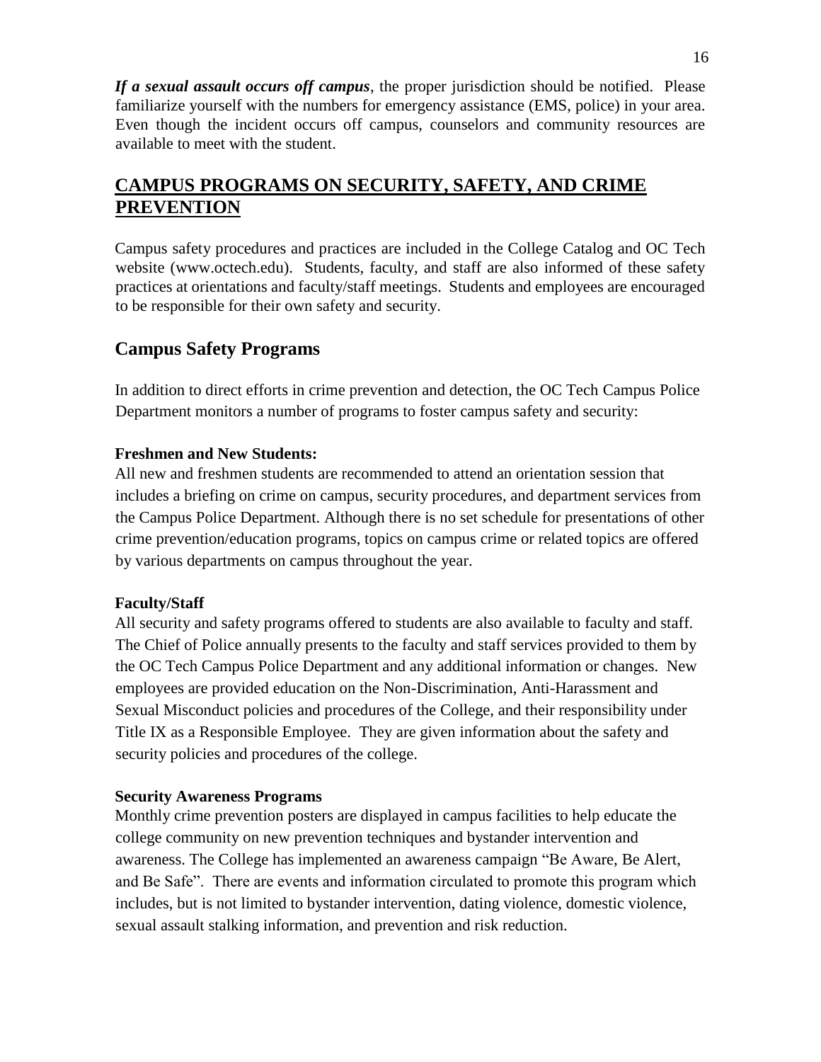***If a sexual assault occurs off campus***, the proper jurisdiction should be notified. Please familiarize yourself with the numbers for emergency assistance (EMS, police) in your area. Even though the incident occurs off campus, counselors and community resources are available to meet with the student.

## CAMPUS PROGRAMS ON SECURITY, SAFETY, AND CRIME PREVENTION

Campus safety procedures and practices are included in the College Catalog and OC Tech website (www.octech.edu). Students, faculty, and staff are also informed of these safety practices at orientations and faculty/staff meetings. Students and employees are encouraged to be responsible for their own safety and security.

### Campus Safety Programs

In addition to direct efforts in crime prevention and detection, the OC Tech Campus Police Department monitors a number of programs to foster campus safety and security:

**Freshmen and New Students:**

All new and freshmen students are recommended to attend an orientation session that includes a briefing on crime on campus, security procedures, and department services from the Campus Police Department. Although there is no set schedule for presentations of other crime prevention/education programs, topics on campus crime or related topics are offered by various departments on campus throughout the year.

**Faculty/Staff**

All security and safety programs offered to students are also available to faculty and staff. The Chief of Police annually presents to the faculty and staff services provided to them by the OC Tech Campus Police Department and any additional information or changes. New employees are provided education on the Non-Discrimination, Anti-Harassment and Sexual Misconduct policies and procedures of the College, and their responsibility under Title IX as a Responsible Employee. They are given information about the safety and security policies and procedures of the college.

**Security Awareness Programs**

Monthly crime prevention posters are displayed in campus facilities to help educate the college community on new prevention techniques and bystander intervention and awareness. The College has implemented an awareness campaign "Be Aware, Be Alert, and Be Safe". There are events and information circulated to promote this program which includes, but is not limited to bystander intervention, dating violence, domestic violence, sexual assault stalking information, and prevention and risk reduction.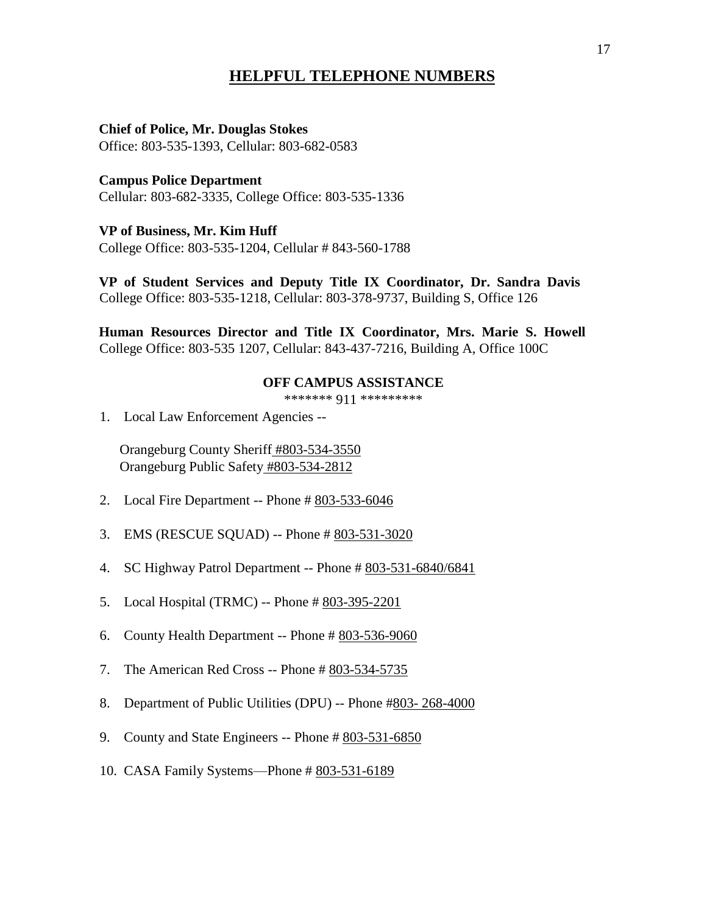# HELPFUL TELEPHONE NUMBERS

**Chief of Police, Mr. Douglas Stokes**
Office: 803-535-1393, Cellular: 803-682-0583

**Campus Police Department**
Cellular: 803-682-3335, College Office: 803-535-1336

**VP of Business, Mr. Kim Huff**
College Office: 803-535-1204, Cellular # 843-560-1788

**VP of Student Services and Deputy Title IX Coordinator, Dr. Sandra Davis**
College Office: 803-535-1218, Cellular: 803-378-9737, Building S, Office 126

**Human Resources Director and Title IX Coordinator, Mrs. Marie S. Howell**
College Office: 803-535 1207, Cellular: 843-437-7216, Building A, Office 100C

## OFF CAMPUS ASSISTANCE

******* 911 *********

1. Local Law Enforcement Agencies --

   Orangeburg County Sheriff #803-534-3550
   Orangeburg Public Safety #803-534-2812

2. Local Fire Department -- Phone # 803-533-6046

3. EMS (RESCUE SQUAD) -- Phone # 803-531-3020

4. SC Highway Patrol Department -- Phone # 803-531-6840/6841

5. Local Hospital (TRMC) -- Phone # 803-395-2201

6. County Health Department -- Phone # 803-536-9060

7. The American Red Cross -- Phone # 803-534-5735

8. Department of Public Utilities (DPU) -- Phone #803- 268-4000

9. County and State Engineers -- Phone # 803-531-6850

10. CASA Family Systems—Phone # 803-531-6189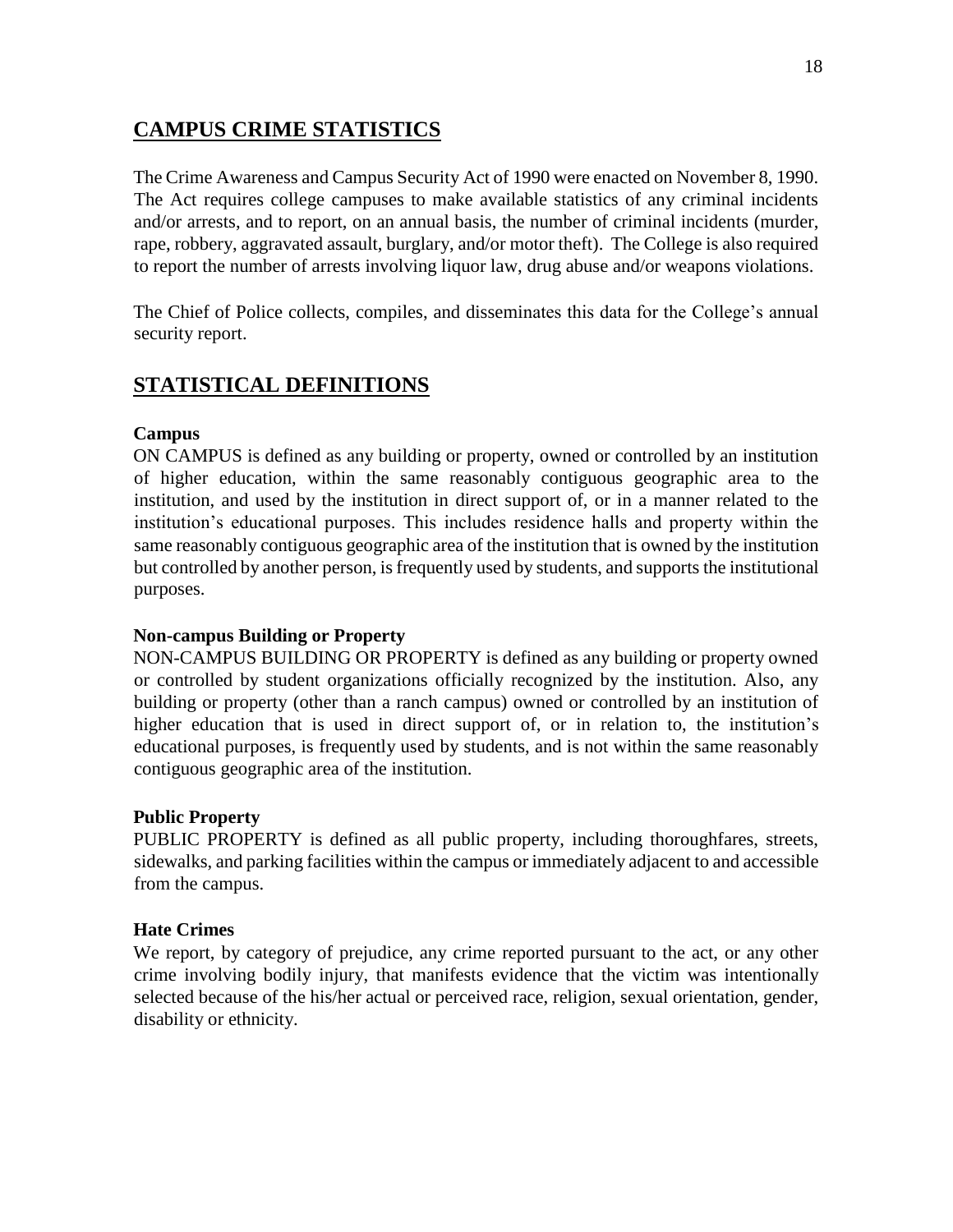## CAMPUS CRIME STATISTICS

The Crime Awareness and Campus Security Act of 1990 were enacted on November 8, 1990. The Act requires college campuses to make available statistics of any criminal incidents and/or arrests, and to report, on an annual basis, the number of criminal incidents (murder, rape, robbery, aggravated assault, burglary, and/or motor theft). The College is also required to report the number of arrests involving liquor law, drug abuse and/or weapons violations.

The Chief of Police collects, compiles, and disseminates this data for the College's annual security report.

## STATISTICAL DEFINITIONS

**Campus**

ON CAMPUS is defined as any building or property, owned or controlled by an institution of higher education, within the same reasonably contiguous geographic area to the institution, and used by the institution in direct support of, or in a manner related to the institution's educational purposes. This includes residence halls and property within the same reasonably contiguous geographic area of the institution that is owned by the institution but controlled by another person, is frequently used by students, and supports the institutional purposes.

**Non-campus Building or Property**

NON-CAMPUS BUILDING OR PROPERTY is defined as any building or property owned or controlled by student organizations officially recognized by the institution. Also, any building or property (other than a ranch campus) owned or controlled by an institution of higher education that is used in direct support of, or in relation to, the institution's educational purposes, is frequently used by students, and is not within the same reasonably contiguous geographic area of the institution.

**Public Property**

PUBLIC PROPERTY is defined as all public property, including thoroughfares, streets, sidewalks, and parking facilities within the campus or immediately adjacent to and accessible from the campus.

**Hate Crimes**

We report, by category of prejudice, any crime reported pursuant to the act, or any other crime involving bodily injury, that manifests evidence that the victim was intentionally selected because of the his/her actual or perceived race, religion, sexual orientation, gender, disability or ethnicity.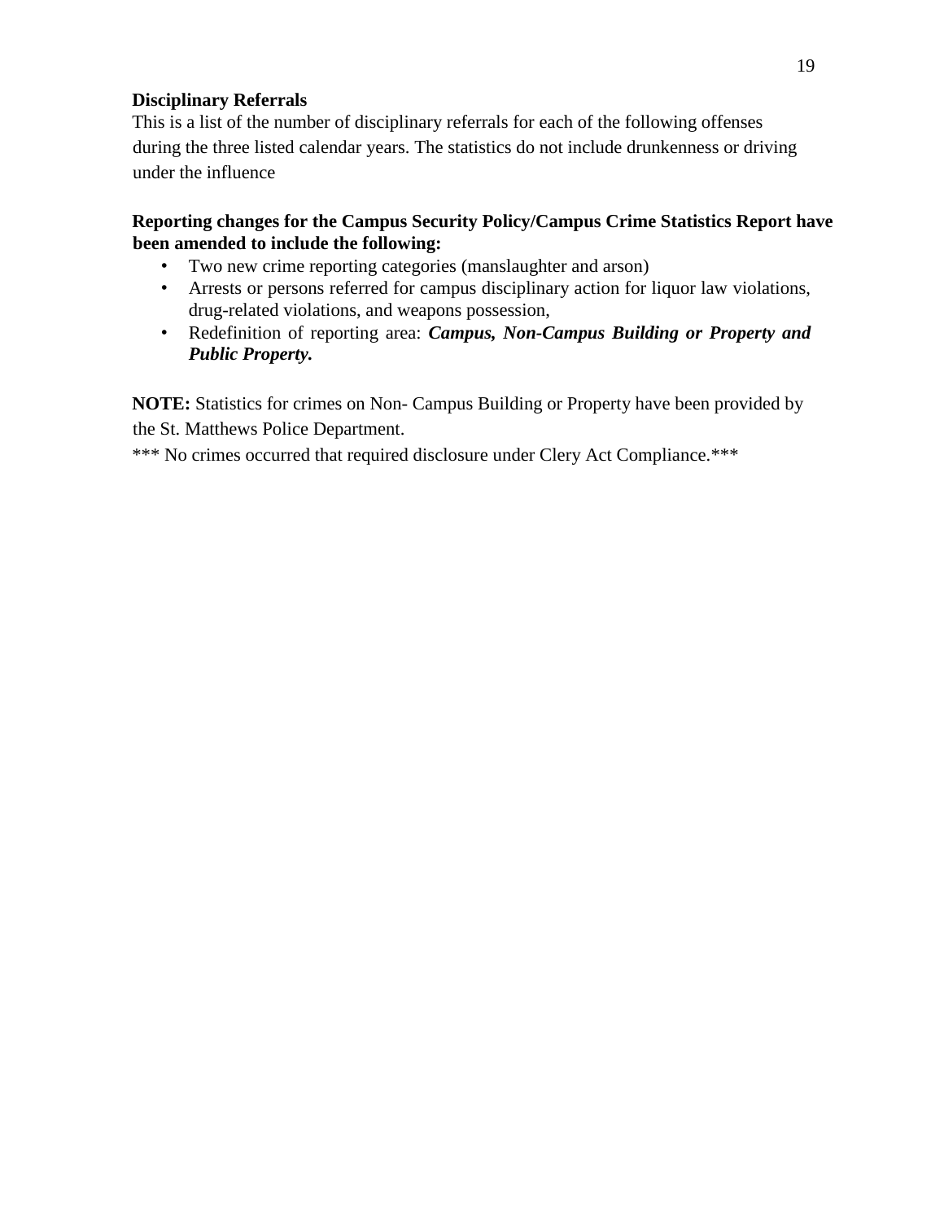**Disciplinary Referrals**

This is a list of the number of disciplinary referrals for each of the following offenses during the three listed calendar years. The statistics do not include drunkenness or driving under the influence

**Reporting changes for the Campus Security Policy/Campus Crime Statistics Report have been amended to include the following:**

- Two new crime reporting categories (manslaughter and arson)
- Arrests or persons referred for campus disciplinary action for liquor law violations, drug-related violations, and weapons possession,
- Redefinition of reporting area: ***Campus, Non-Campus Building or Property and Public Property.***

**NOTE:** Statistics for crimes on Non- Campus Building or Property have been provided by the St. Matthews Police Department.

*** No crimes occurred that required disclosure under Clery Act Compliance.***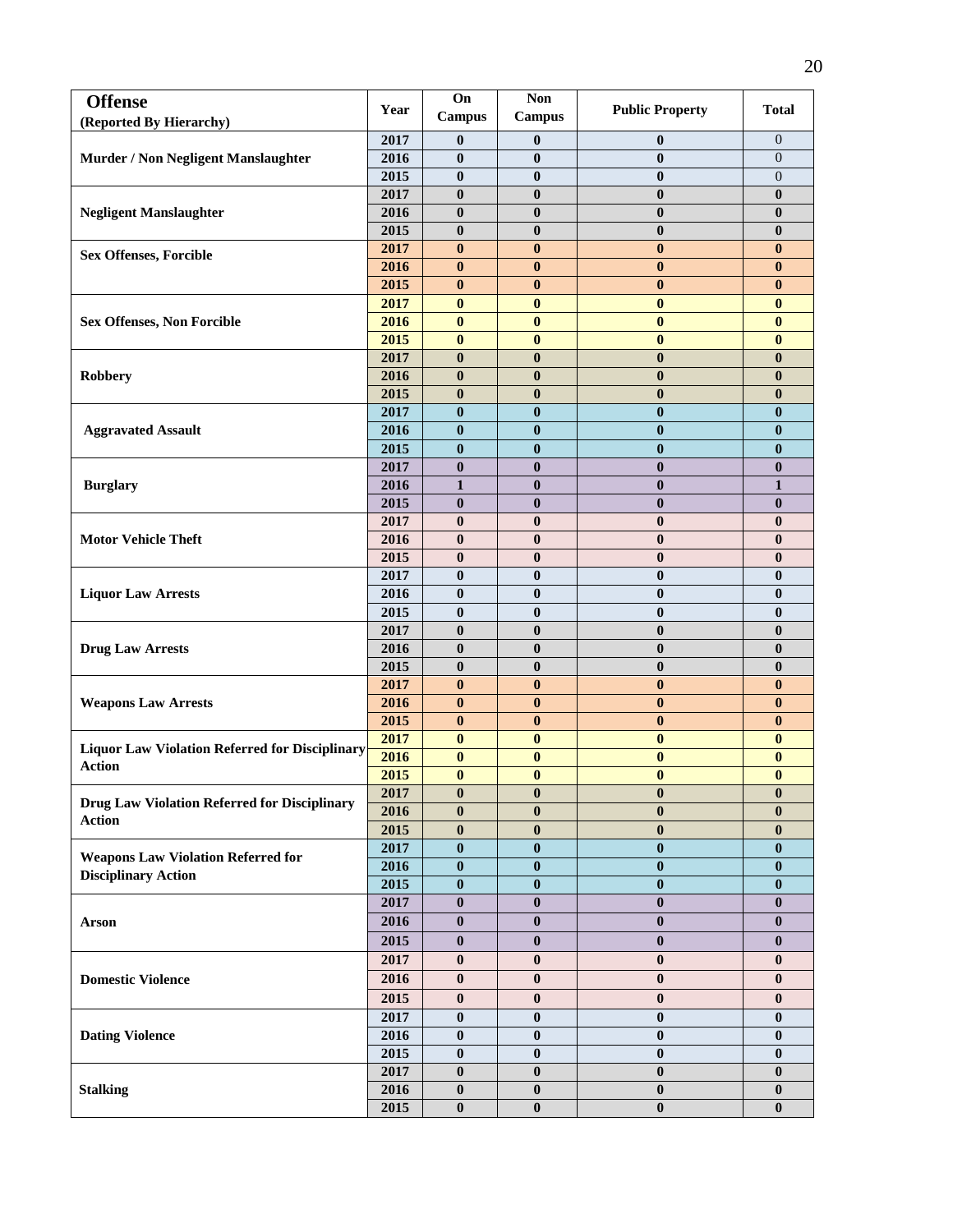| Offense (Reported By Hierarchy) | Year | On Campus | Non Campus | Public Property | Total |
|---|---|---|---|---|---|
| Murder / Non Negligent Manslaughter | 2017 | 0 | 0 | 0 | 0 |
| | 2016 | 0 | 0 | 0 | 0 |
| | 2015 | 0 | 0 | 0 | 0 |
| Negligent Manslaughter | 2017 | 0 | 0 | 0 | 0 |
| | 2016 | 0 | 0 | 0 | 0 |
| | 2015 | 0 | 0 | 0 | 0 |
| Sex Offenses, Forcible | 2017 | 0 | 0 | 0 | 0 |
| | 2016 | 0 | 0 | 0 | 0 |
| | 2015 | 0 | 0 | 0 | 0 |
| Sex Offenses, Non Forcible | 2017 | 0 | 0 | 0 | 0 |
| | 2016 | 0 | 0 | 0 | 0 |
| | 2015 | 0 | 0 | 0 | 0 |
| Robbery | 2017 | 0 | 0 | 0 | 0 |
| | 2016 | 0 | 0 | 0 | 0 |
| | 2015 | 0 | 0 | 0 | 0 |
| Aggravated Assault | 2017 | 0 | 0 | 0 | 0 |
| | 2016 | 0 | 0 | 0 | 0 |
| | 2015 | 0 | 0 | 0 | 0 |
| Burglary | 2017 | 0 | 0 | 0 | 0 |
| | 2016 | 1 | 0 | 0 | 1 |
| | 2015 | 0 | 0 | 0 | 0 |
| Motor Vehicle Theft | 2017 | 0 | 0 | 0 | 0 |
| | 2016 | 0 | 0 | 0 | 0 |
| | 2015 | 0 | 0 | 0 | 0 |
| Liquor Law Arrests | 2017 | 0 | 0 | 0 | 0 |
| | 2016 | 0 | 0 | 0 | 0 |
| | 2015 | 0 | 0 | 0 | 0 |
| Drug Law Arrests | 2017 | 0 | 0 | 0 | 0 |
| | 2016 | 0 | 0 | 0 | 0 |
| | 2015 | 0 | 0 | 0 | 0 |
| Weapons Law Arrests | 2017 | 0 | 0 | 0 | 0 |
| | 2016 | 0 | 0 | 0 | 0 |
| | 2015 | 0 | 0 | 0 | 0 |
| Liquor Law Violation Referred for Disciplinary Action | 2017 | 0 | 0 | 0 | 0 |
| | 2016 | 0 | 0 | 0 | 0 |
| | 2015 | 0 | 0 | 0 | 0 |
| Drug Law Violation Referred for Disciplinary Action | 2017 | 0 | 0 | 0 | 0 |
| | 2016 | 0 | 0 | 0 | 0 |
| | 2015 | 0 | 0 | 0 | 0 |
| Weapons Law Violation Referred for Disciplinary Action | 2017 | 0 | 0 | 0 | 0 |
| | 2016 | 0 | 0 | 0 | 0 |
| | 2015 | 0 | 0 | 0 | 0 |
| Arson | 2017 | 0 | 0 | 0 | 0 |
| | 2016 | 0 | 0 | 0 | 0 |
| | 2015 | 0 | 0 | 0 | 0 |
| Domestic Violence | 2017 | 0 | 0 | 0 | 0 |
| | 2016 | 0 | 0 | 0 | 0 |
| | 2015 | 0 | 0 | 0 | 0 |
| Dating Violence | 2017 | 0 | 0 | 0 | 0 |
| | 2016 | 0 | 0 | 0 | 0 |
| | 2015 | 0 | 0 | 0 | 0 |
| Stalking | 2017 | 0 | 0 | 0 | 0 |
| | 2016 | 0 | 0 | 0 | 0 |
| | 2015 | 0 | 0 | 0 | 0 |